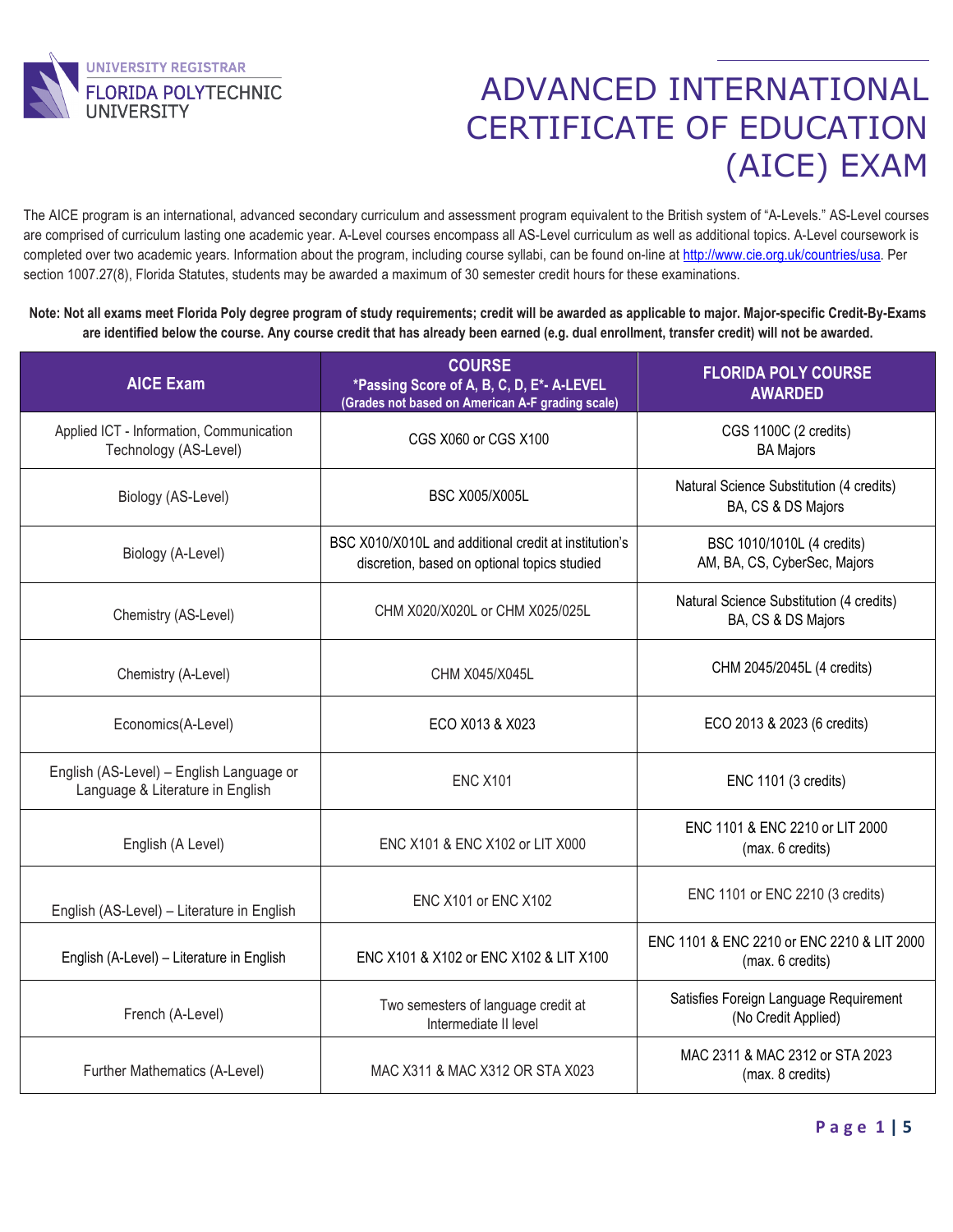UNIVERSITY REGISTRAR
FLORIDA POLYTECHNIC UNIVERSITY

# ADVANCED INTERNATIONAL CERTIFICATE OF EDUCATION (AICE) EXAM

The AICE program is an international, advanced secondary curriculum and assessment program equivalent to the British system of "A-Levels." AS-Level courses are comprised of curriculum lasting one academic year. A-Level courses encompass all AS-Level curriculum as well as additional topics. A-Level coursework is completed over two academic years. Information about the program, including course syllabi, can be found on-line at http://www.cie.org.uk/countries/usa. Per section 1007.27(8), Florida Statutes, students may be awarded a maximum of 30 semester credit hours for these examinations.

**Note: Not all exams meet Florida Poly degree program of study requirements; credit will be awarded as applicable to major. Major-specific Credit-By-Exams are identified below the course. Any course credit that has already been earned (e.g. dual enrollment, transfer credit) will not be awarded.**

| AICE Exam | COURSE *Passing Score of A, B, C, D, E*- A-LEVEL (Grades not based on American A-F grading scale) | FLORIDA POLY COURSE AWARDED |
|---|---|---|
| Applied ICT - Information, Communication Technology (AS-Level) | CGS X060 or CGS X100 | CGS 1100C (2 credits) BA Majors |
| Biology (AS-Level) | BSC X005/X005L | Natural Science Substitution (4 credits) BA, CS & DS Majors |
| Biology (A-Level) | BSC X010/X010L and additional credit at institution's discretion, based on optional topics studied | BSC 1010/1010L (4 credits) AM, BA, CS, CyberSec, Majors |
| Chemistry (AS-Level) | CHM X020/X020L or CHM X025/025L | Natural Science Substitution (4 credits) BA, CS & DS Majors |
| Chemistry (A-Level) | CHM X045/X045L | CHM 2045/2045L (4 credits) |
| Economics(A-Level) | ECO X013 & X023 | ECO 2013 & 2023 (6 credits) |
| English (AS-Level) – English Language or Language & Literature in English | ENC X101 | ENC 1101 (3 credits) |
| English (A Level) | ENC X101 & ENC X102 or LIT X000 | ENC 1101 & ENC 2210 or LIT 2000 (max. 6 credits) |
| English (AS-Level) – Literature in English | ENC X101 or ENC X102 | ENC 1101 or ENC 2210 (3 credits) |
| English (A-Level) – Literature in English | ENC X101 & X102 or ENC X102 & LIT X100 | ENC 1101 & ENC 2210 or ENC 2210 & LIT 2000 (max. 6 credits) |
| French (A-Level) | Two semesters of language credit at Intermediate II level | Satisfies Foreign Language Requirement (No Credit Applied) |
| Further Mathematics (A-Level) | MAC X311 & MAC X312 OR STA X023 | MAC 2311 & MAC 2312 or STA 2023 (max. 8 credits) |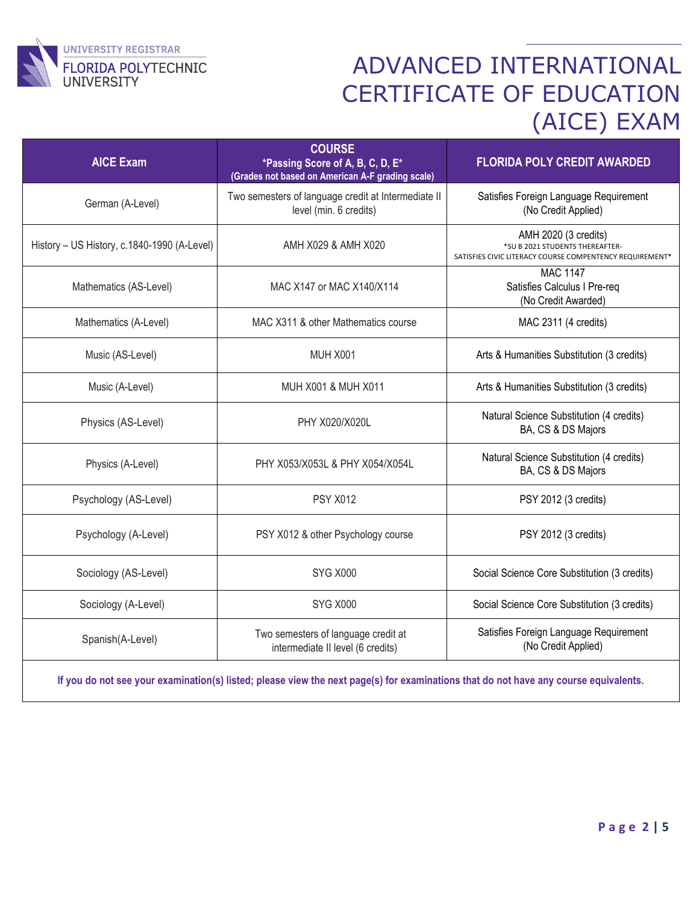# ADVANCED INTERNATIONAL CERTIFICATE OF EDUCATION (AICE) EXAM

| AICE Exam | COURSE *Passing Score of A, B, C, D, E* (Grades not based on American A-F grading scale) | FLORIDA POLY CREDIT AWARDED |
|---|---|---|
| German (A-Level) | Two semesters of language credit at Intermediate II level (min. 6 credits) | Satisfies Foreign Language Requirement (No Credit Applied) |
| History – US History, c.1840-1990 (A-Level) | AMH X029 & AMH X020 | AMH 2020 (3 credits) *SU B 2021 STUDENTS THEREAFTER- SATISFIES CIVIC LITERACY COURSE COMPENTENCY REQUIREMENT* |
| Mathematics (AS-Level) | MAC X147 or MAC X140/X114 | MAC 1147 Satisfies Calculus I Pre-req (No Credit Awarded) |
| Mathematics (A-Level) | MAC X311 & other Mathematics course | MAC 2311 (4 credits) |
| Music (AS-Level) | MUH X001 | Arts & Humanities Substitution (3 credits) |
| Music (A-Level) | MUH X001 & MUH X011 | Arts & Humanities Substitution (3 credits) |
| Physics (AS-Level) | PHY X020/X020L | Natural Science Substitution (4 credits) BA, CS & DS Majors |
| Physics (A-Level) | PHY X053/X053L & PHY X054/X054L | Natural Science Substitution (4 credits) BA, CS & DS Majors |
| Psychology (AS-Level) | PSY X012 | PSY 2012 (3 credits) |
| Psychology (A-Level) | PSY X012 & other Psychology course | PSY 2012 (3 credits) |
| Sociology (AS-Level) | SYG X000 | Social Science Core Substitution (3 credits) |
| Sociology (A-Level) | SYG X000 | Social Science Core Substitution (3 credits) |
| Spanish(A-Level) | Two semesters of language credit at intermediate II level (6 credits) | Satisfies Foreign Language Requirement (No Credit Applied) |

**If you do not see your examination(s) listed; please view the next page(s) for examinations that do not have any course equivalents.**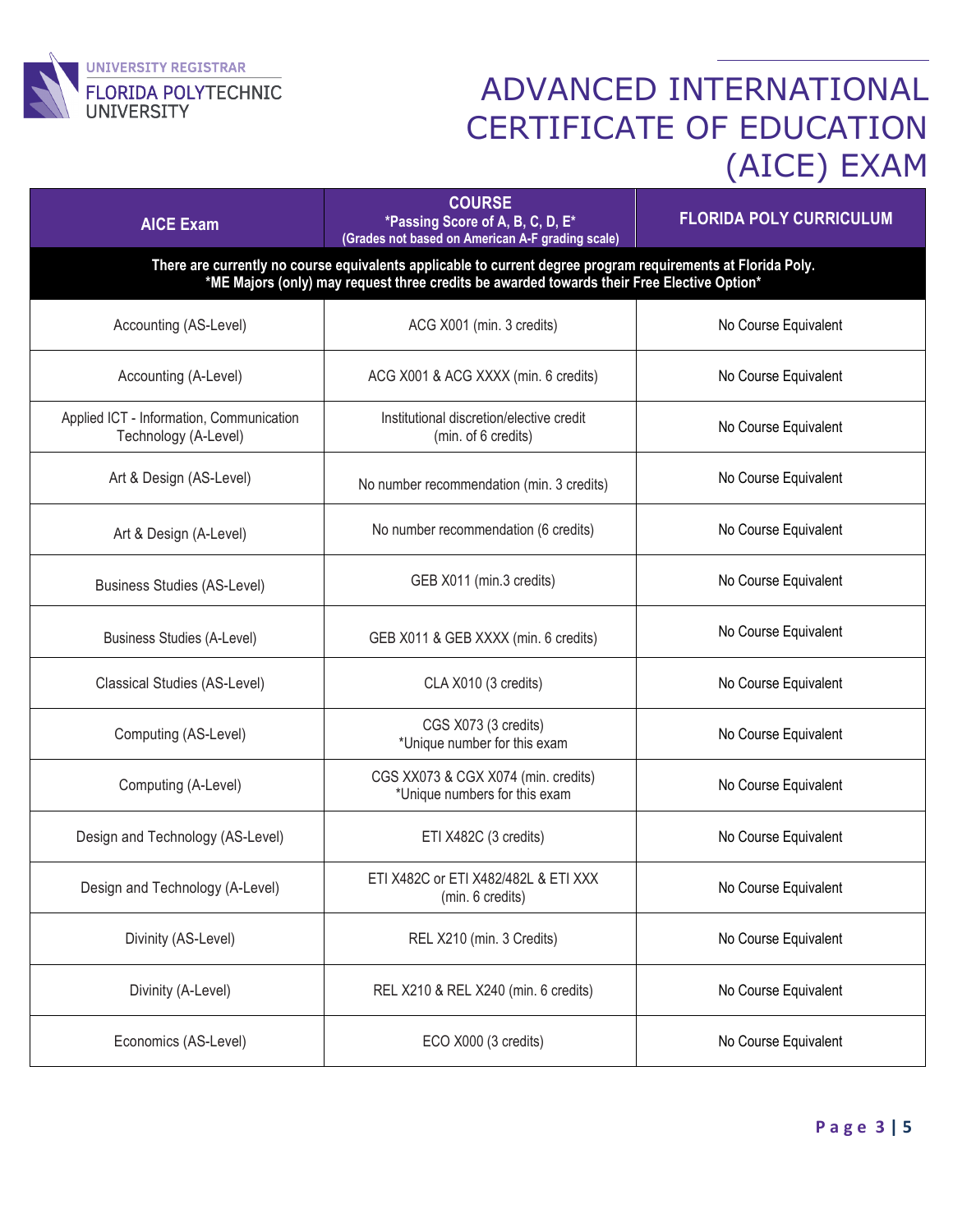# ADVANCED INTERNATIONAL CERTIFICATE OF EDUCATION (AICE) EXAM

| AICE Exam | COURSE *Passing Score of A, B, C, D, E* (Grades not based on American A-F grading scale) | FLORIDA POLY CURRICULUM |
|---|---|---|
| **There are currently no course equivalents applicable to current degree program requirements at Florida Poly. *ME Majors (only) may request three credits be awarded towards their Free Elective Option*** | | |
| Accounting (AS-Level) | ACG X001 (min. 3 credits) | No Course Equivalent |
| Accounting (A-Level) | ACG X001 & ACG XXXX (min. 6 credits) | No Course Equivalent |
| Applied ICT - Information, Communication Technology (A-Level) | Institutional discretion/elective credit (min. of 6 credits) | No Course Equivalent |
| Art & Design (AS-Level) | No number recommendation (min. 3 credits) | No Course Equivalent |
| Art & Design (A-Level) | No number recommendation (6 credits) | No Course Equivalent |
| Business Studies (AS-Level) | GEB X011 (min.3 credits) | No Course Equivalent |
| Business Studies (A-Level) | GEB X011 & GEB XXXX (min. 6 credits) | No Course Equivalent |
| Classical Studies (AS-Level) | CLA X010 (3 credits) | No Course Equivalent |
| Computing (AS-Level) | CGS X073 (3 credits) *Unique number for this exam | No Course Equivalent |
| Computing (A-Level) | CGS XX073 & CGX X074 (min. credits) *Unique numbers for this exam | No Course Equivalent |
| Design and Technology (AS-Level) | ETI X482C (3 credits) | No Course Equivalent |
| Design and Technology (A-Level) | ETI X482C or ETI X482/482L & ETI XXX (min. 6 credits) | No Course Equivalent |
| Divinity (AS-Level) | REL X210 (min. 3 Credits) | No Course Equivalent |
| Divinity (A-Level) | REL X210 & REL X240 (min. 6 credits) | No Course Equivalent |
| Economics (AS-Level) | ECO X000 (3 credits) | No Course Equivalent |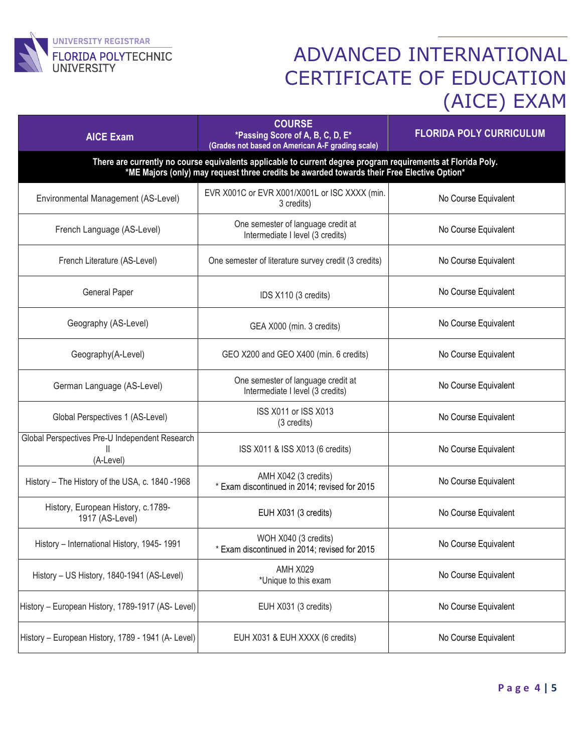# ADVANCED INTERNATIONAL CERTIFICATE OF EDUCATION (AICE) EXAM

| AICE Exam | COURSE *Passing Score of A, B, C, D, E* (Grades not based on American A-F grading scale) | FLORIDA POLY CURRICULUM |
|---|---|---|
| **There are currently no course equivalents applicable to current degree program requirements at Florida Poly. *ME Majors (only) may request three credits be awarded towards their Free Elective Option*** | | |
| Environmental Management (AS-Level) | EVR X001C or EVR X001/X001L or ISC XXXX (min. 3 credits) | No Course Equivalent |
| French Language (AS-Level) | One semester of language credit at Intermediate I level (3 credits) | No Course Equivalent |
| French Literature (AS-Level) | One semester of literature survey credit (3 credits) | No Course Equivalent |
| General Paper | IDS X110 (3 credits) | No Course Equivalent |
| Geography (AS-Level) | GEA X000 (min. 3 credits) | No Course Equivalent |
| Geography(A-Level) | GEO X200 and GEO X400 (min. 6 credits) | No Course Equivalent |
| German Language (AS-Level) | One semester of language credit at Intermediate I level (3 credits) | No Course Equivalent |
| Global Perspectives 1 (AS-Level) | ISS X011 or ISS X013 (3 credits) | No Course Equivalent |
| Global Perspectives Pre-U Independent Research II (A-Level) | ISS X011 & ISS X013 (6 credits) | No Course Equivalent |
| History – The History of the USA, c. 1840 -1968 | AMH X042 (3 credits) * Exam discontinued in 2014; revised for 2015 | No Course Equivalent |
| History, European History, c.1789-1917 (AS-Level) | EUH X031 (3 credits) | No Course Equivalent |
| History – International History, 1945- 1991 | WOH X040 (3 credits) * Exam discontinued in 2014; revised for 2015 | No Course Equivalent |
| History – US History, 1840-1941 (AS-Level) | AMH X029 *Unique to this exam | No Course Equivalent |
| History – European History, 1789-1917 (AS- Level) | EUH X031 (3 credits) | No Course Equivalent |
| History – European History, 1789 - 1941 (A- Level) | EUH X031 & EUH XXXX (6 credits) | No Course Equivalent |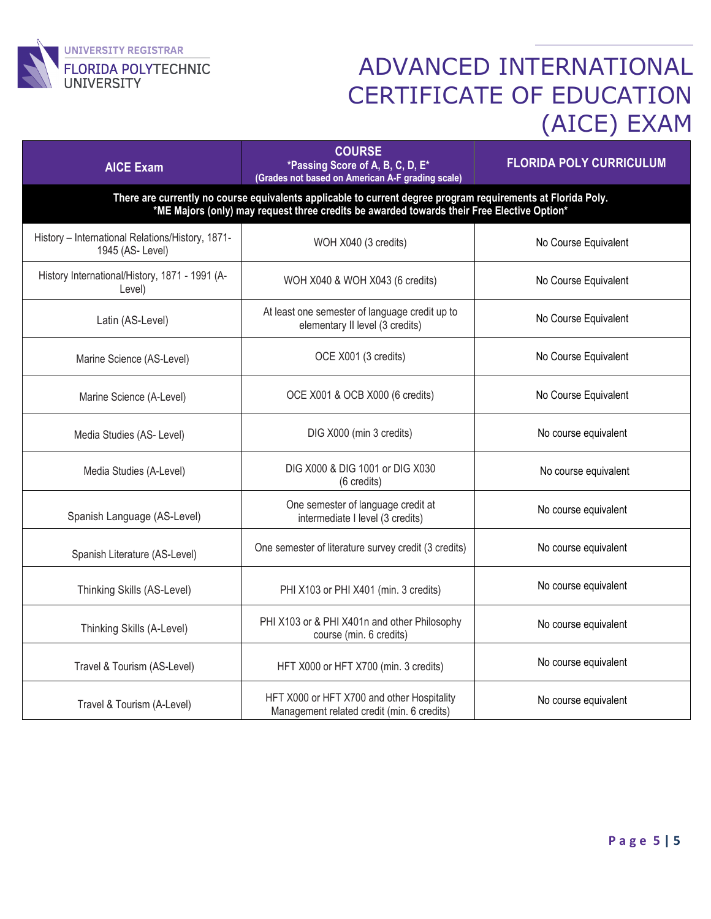# ADVANCED INTERNATIONAL CERTIFICATE OF EDUCATION (AICE) EXAM

| AICE Exam | COURSE *Passing Score of A, B, C, D, E* (Grades not based on American A-F grading scale) | FLORIDA POLY CURRICULUM |
|---|---|---|
| **There are currently no course equivalents applicable to current degree program requirements at Florida Poly. *ME Majors (only) may request three credits be awarded towards their Free Elective Option*** | | |
| History – International Relations/History, 1871-1945 (AS- Level) | WOH X040 (3 credits) | No Course Equivalent |
| History International/History, 1871 - 1991 (A-Level) | WOH X040 & WOH X043 (6 credits) | No Course Equivalent |
| Latin (AS-Level) | At least one semester of language credit up to elementary II level (3 credits) | No Course Equivalent |
| Marine Science (AS-Level) | OCE X001 (3 credits) | No Course Equivalent |
| Marine Science (A-Level) | OCE X001 & OCB X000 (6 credits) | No Course Equivalent |
| Media Studies (AS- Level) | DIG X000 (min 3 credits) | No course equivalent |
| Media Studies (A-Level) | DIG X000 & DIG 1001 or DIG X030 (6 credits) | No course equivalent |
| Spanish Language (AS-Level) | One semester of language credit at intermediate I level (3 credits) | No course equivalent |
| Spanish Literature (AS-Level) | One semester of literature survey credit (3 credits) | No course equivalent |
| Thinking Skills (AS-Level) | PHI X103 or PHI X401 (min. 3 credits) | No course equivalent |
| Thinking Skills (A-Level) | PHI X103 or & PHI X401n and other Philosophy course (min. 6 credits) | No course equivalent |
| Travel & Tourism (AS-Level) | HFT X000 or HFT X700 (min. 3 credits) | No course equivalent |
| Travel & Tourism (A-Level) | HFT X000 or HFT X700 and other Hospitality Management related credit (min. 6 credits) | No course equivalent |